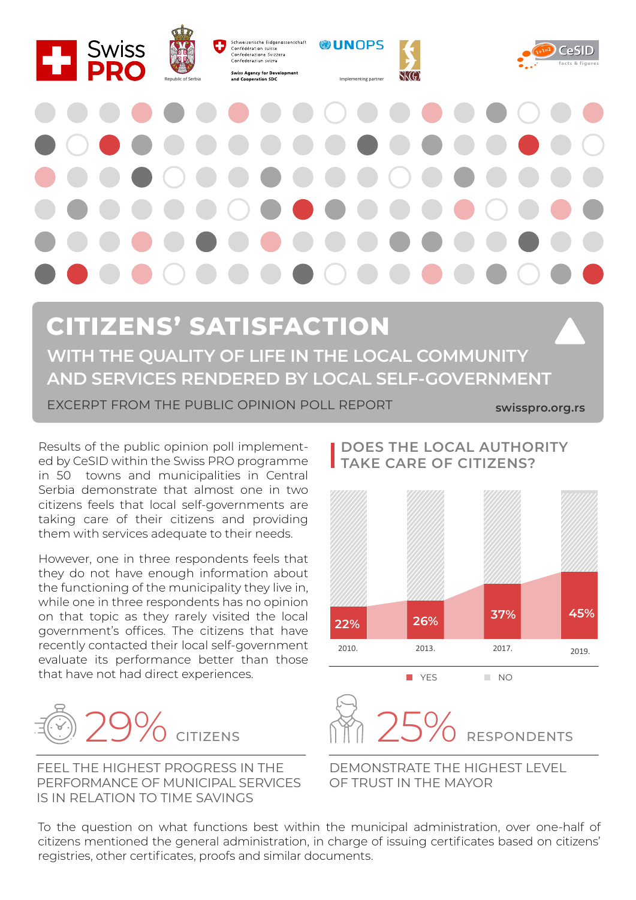Swiss PRO

Republic of Serbia

Schweizerische Eidgenossenschaft
Confédération suisse
Confederazione Svizzera
Confederaziun svizra

Swiss Agency for Development and Cooperation SDC

UNOPS

Implementing partner

SKGO

CeSID facts & figures

# CITIZENS' SATISFACTION

## WITH THE QUALITY OF LIFE IN THE LOCAL COMMUNITY AND SERVICES RENDERED BY LOCAL SELF-GOVERNMENT

EXCERPT FROM THE PUBLIC OPINION POLL REPORT

swisspro.org.rs

Results of the public opinion poll implemented by CeSID within the Swiss PRO programme in 50 towns and municipalities in Central Serbia demonstrate that almost one in two citizens feels that local self-governments are taking care of their citizens and providing them with services adequate to their needs.

However, one in three respondents feels that they do not have enough information about the functioning of the municipality they live in, while one in three respondents has no opinion on that topic as they rarely visited the local government's offices. The citizens that have recently contacted their local self-government evaluate its performance better than those that have not had direct experiences.

### DOES THE LOCAL AUTHORITY TAKE CARE OF CITIZENS?

22%
26%
37%
45%

2010.
2013.
2017.
2019.

YES
NO

29% CITIZENS

FEEL THE HIGHEST PROGRESS IN THE PERFORMANCE OF MUNICIPAL SERVICES IS IN RELATION TO TIME SAVINGS

25% RESPONDENTS

DEMONSTRATE THE HIGHEST LEVEL OF TRUST IN THE MAYOR

To the question on what functions best within the municipal administration, over one-half of citizens mentioned the general administration, in charge of issuing certificates based on citizens' registries, other certificates, proofs and similar documents.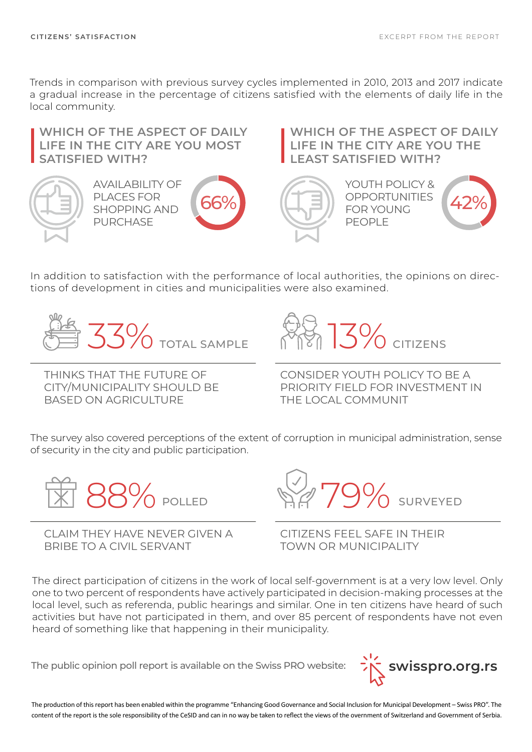Trends in comparison with previous survey cycles implemented in 2010, 2013 and 2017 indicate a gradual increase in the percentage of citizens satisfied with the elements of daily life in the local community.

## WHICH OF THE ASPECT OF DAILY LIFE IN THE CITY ARE YOU MOST SATISFIED WITH?

AVAILABILITY OF PLACES FOR SHOPPING AND PURCHASE

66%

## WHICH OF THE ASPECT OF DAILY LIFE IN THE CITY ARE YOU THE LEAST SATISFIED WITH?

YOUTH POLICY & OPPORTUNITIES FOR YOUNG PEOPLE

42%

In addition to satisfaction with the performance of local authorities, the opinions on directions of development in cities and municipalities were also examined.

33% TOTAL SAMPLE

THINKS THAT THE FUTURE OF CITY/MUNICIPALITY SHOULD BE BASED ON AGRICULTURE

13% CITIZENS

CONSIDER YOUTH POLICY TO BE A PRIORITY FIELD FOR INVESTMENT IN THE LOCAL COMMUNIT

The survey also covered perceptions of the extent of corruption in municipal administration, sense of security in the city and public participation.

88% POLLED

CLAIM THEY HAVE NEVER GIVEN A BRIBE TO A CIVIL SERVANT

79% SURVEYED

CITIZENS FEEL SAFE IN THEIR TOWN OR MUNICIPALITY

The direct participation of citizens in the work of local self-government is at a very low level. Only one to two percent of respondents have actively participated in decision-making processes at the local level, such as referenda, public hearings and similar. One in ten citizens have heard of such activities but have not participated in them, and over 85 percent of respondents have not even heard of something like that happening in their municipality.

The public opinion poll report is available on the Swiss PRO website: **swisspro.org.rs**

The production of this report has been enabled within the programme "Enhancing Good Governance and Social Inclusion for Municipal Development – Swiss PRO". The content of the report is the sole responsibility of the CeSID and can in no way be taken to reflect the views of the overnment of Switzerland and Government of Serbia.